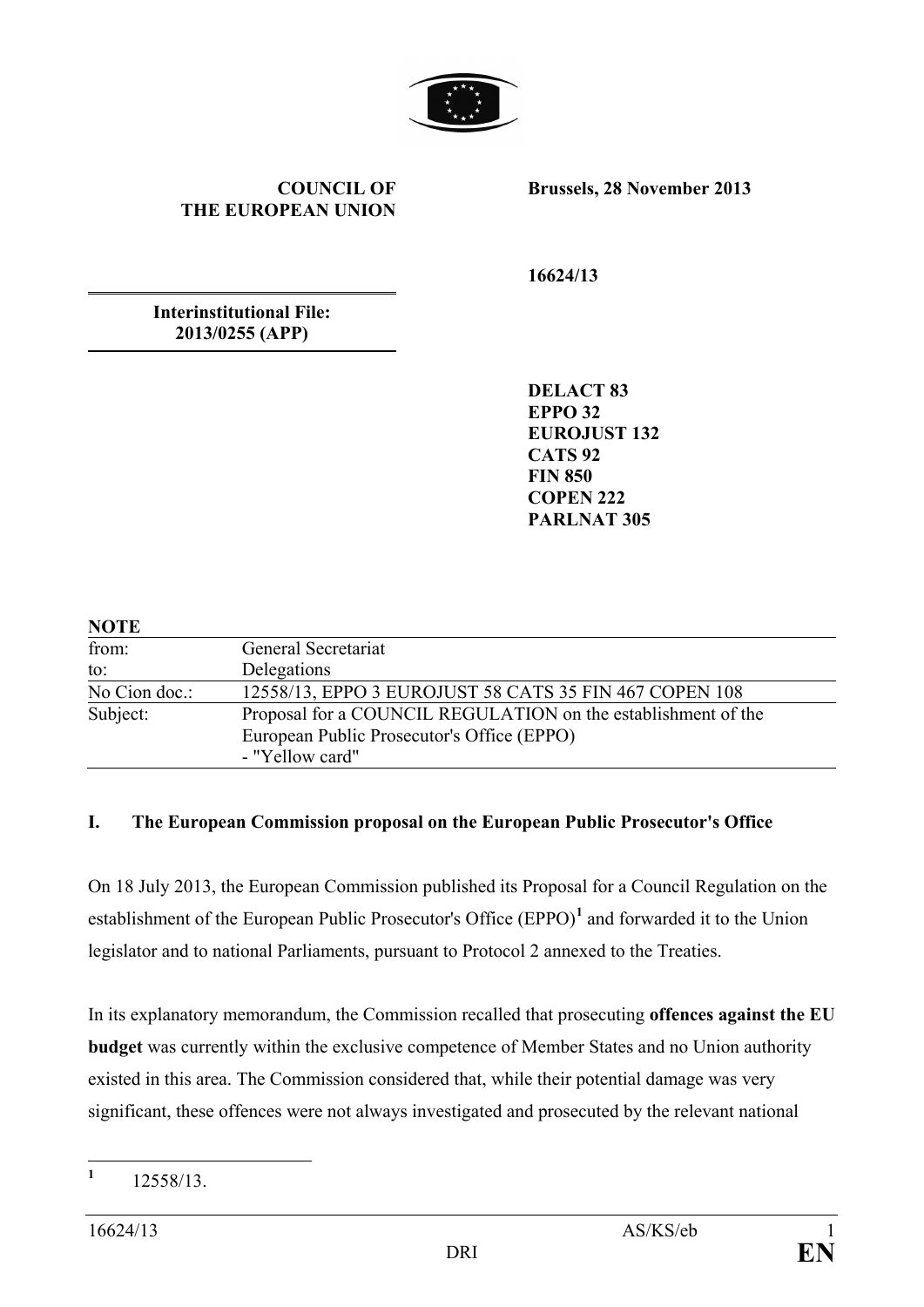**COUNCIL OF THE EUROPEAN UNION**

**Brussels, 28 November 2013**

**16624/13**

**Interinstitutional File: 2013/0255 (APP)**

**DELACT 83**
**EPPO 32**
**EUROJUST 132**
**CATS 92**
**FIN 850**
**COPEN 222**
**PARLNAT 305**

**NOTE**

| | |
|---|---|
| from: | General Secretariat |
| to: | Delegations |
| No Cion doc.: | 12558/13, EPPO 3 EUROJUST 58 CATS 35 FIN 467 COPEN 108 |
| Subject: | Proposal for a COUNCIL REGULATION on the establishment of the European Public Prosecutor's Office (EPPO)<br>- "Yellow card" |

## I. The European Commission proposal on the European Public Prosecutor's Office

On 18 July 2013, the European Commission published its Proposal for a Council Regulation on the establishment of the European Public Prosecutor's Office (EPPO)[1] and forwarded it to the Union legislator and to national Parliaments, pursuant to Protocol 2 annexed to the Treaties.

In its explanatory memorandum, the Commission recalled that prosecuting **offences against the EU budget** was currently within the exclusive competence of Member States and no Union authority existed in this area. The Commission considered that, while their potential damage was very significant, these offences were not always investigated and prosecuted by the relevant national

[1] 12558/13.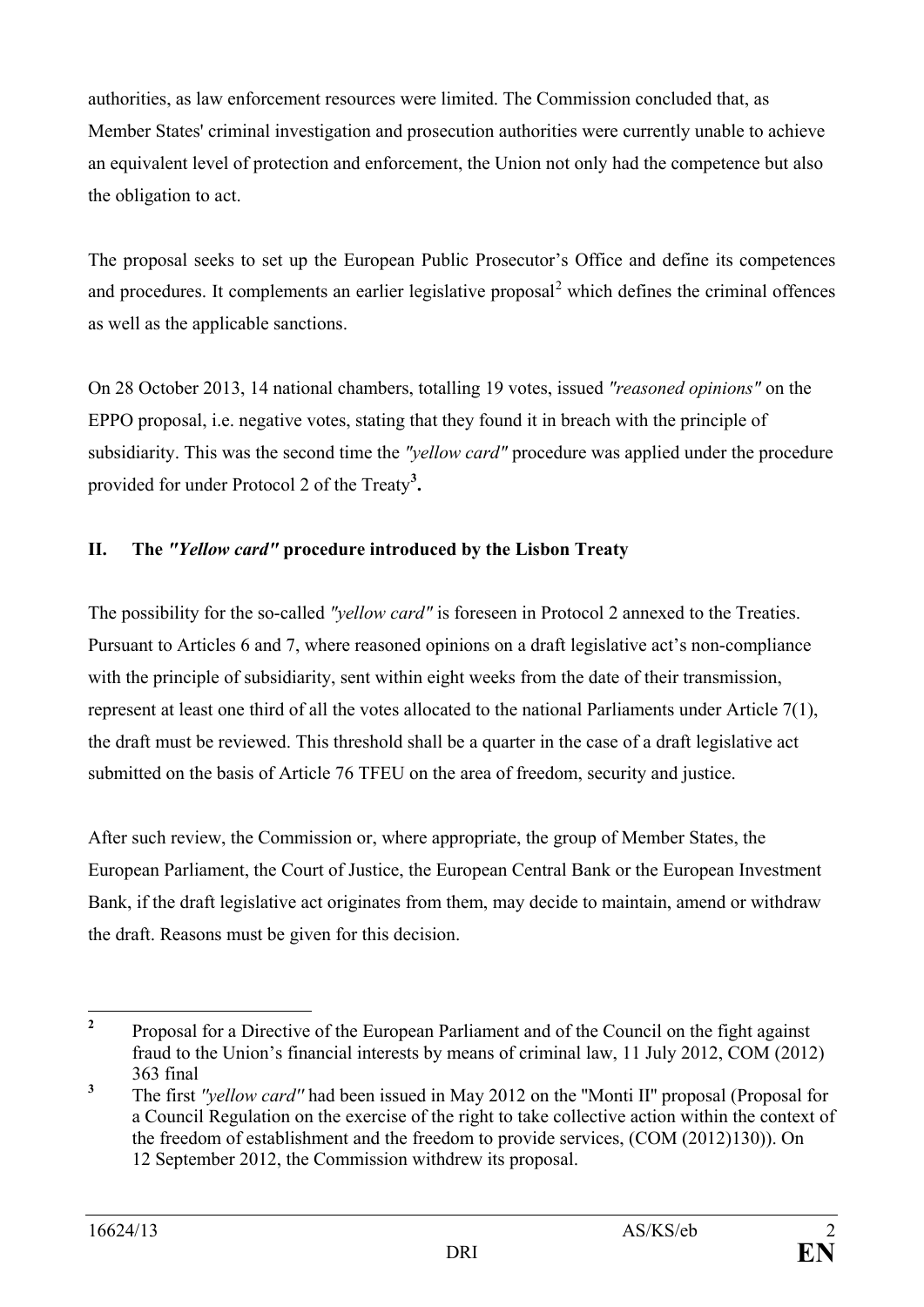authorities, as law enforcement resources were limited. The Commission concluded that, as Member States' criminal investigation and prosecution authorities were currently unable to achieve an equivalent level of protection and enforcement, the Union not only had the competence but also the obligation to act.

The proposal seeks to set up the European Public Prosecutor's Office and define its competences and procedures. It complements an earlier legislative proposal[2] which defines the criminal offences as well as the applicable sanctions.

On 28 October 2013, 14 national chambers, totalling 19 votes, issued *"reasoned opinions"* on the EPPO proposal, i.e. negative votes, stating that they found it in breach with the principle of subsidiarity. This was the second time the *"yellow card"* procedure was applied under the procedure provided for under Protocol 2 of the Treaty[3].

## II. The *"Yellow card"* procedure introduced by the Lisbon Treaty

The possibility for the so-called *"yellow card"* is foreseen in Protocol 2 annexed to the Treaties. Pursuant to Articles 6 and 7, where reasoned opinions on a draft legislative act's non-compliance with the principle of subsidiarity, sent within eight weeks from the date of their transmission, represent at least one third of all the votes allocated to the national Parliaments under Article 7(1), the draft must be reviewed. This threshold shall be a quarter in the case of a draft legislative act submitted on the basis of Article 76 TFEU on the area of freedom, security and justice.

After such review, the Commission or, where appropriate, the group of Member States, the European Parliament, the Court of Justice, the European Central Bank or the European Investment Bank, if the draft legislative act originates from them, may decide to maintain, amend or withdraw the draft. Reasons must be given for this decision.

---

[2] Proposal for a Directive of the European Parliament and of the Council on the fight against fraud to the Union's financial interests by means of criminal law, 11 July 2012, COM (2012) 363 final

[3] The first *"yellow card"* had been issued in May 2012 on the "Monti II" proposal (Proposal for a Council Regulation on the exercise of the right to take collective action within the context of the freedom of establishment and the freedom to provide services, (COM (2012)130)). On 12 September 2012, the Commission withdrew its proposal.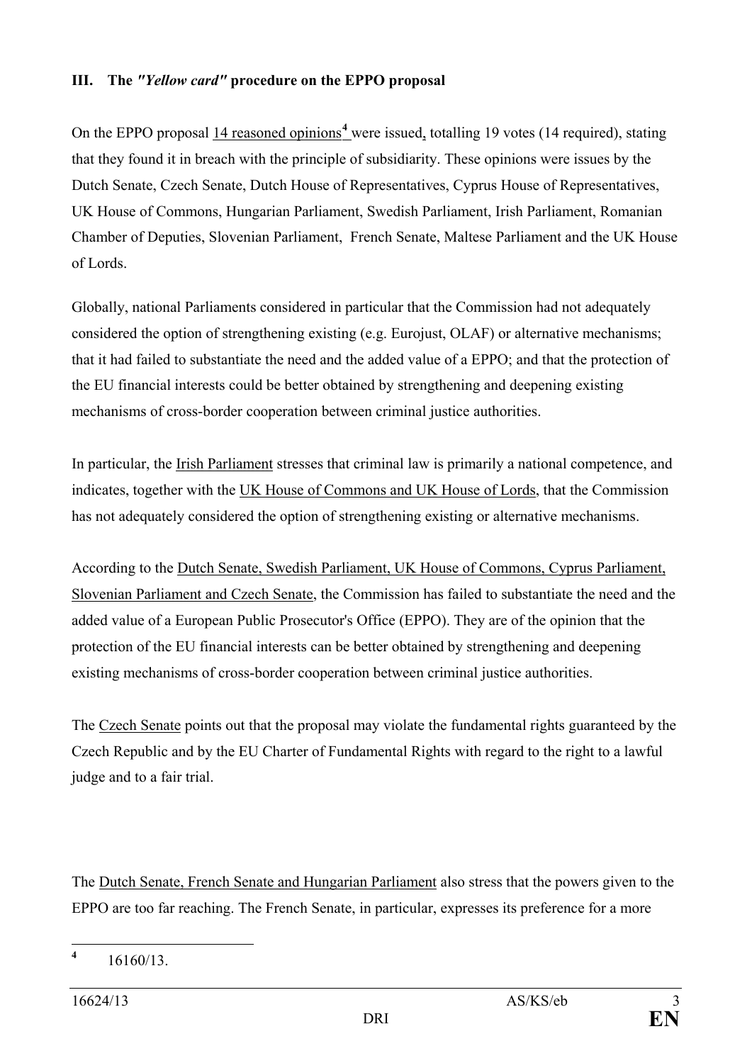## III. The *"Yellow card"* procedure on the EPPO proposal

On the EPPO proposal 14 reasoned opinions[4] were issued, totalling 19 votes (14 required), stating that they found it in breach with the principle of subsidiarity. These opinions were issues by the Dutch Senate, Czech Senate, Dutch House of Representatives, Cyprus House of Representatives, UK House of Commons, Hungarian Parliament, Swedish Parliament, Irish Parliament, Romanian Chamber of Deputies, Slovenian Parliament, French Senate, Maltese Parliament and the UK House of Lords.

Globally, national Parliaments considered in particular that the Commission had not adequately considered the option of strengthening existing (e.g. Eurojust, OLAF) or alternative mechanisms; that it had failed to substantiate the need and the added value of a EPPO; and that the protection of the EU financial interests could be better obtained by strengthening and deepening existing mechanisms of cross-border cooperation between criminal justice authorities.

In particular, the Irish Parliament stresses that criminal law is primarily a national competence, and indicates, together with the UK House of Commons and UK House of Lords, that the Commission has not adequately considered the option of strengthening existing or alternative mechanisms.

According to the Dutch Senate, Swedish Parliament, UK House of Commons, Cyprus Parliament, Slovenian Parliament and Czech Senate, the Commission has failed to substantiate the need and the added value of a European Public Prosecutor's Office (EPPO). They are of the opinion that the protection of the EU financial interests can be better obtained by strengthening and deepening existing mechanisms of cross-border cooperation between criminal justice authorities.

The Czech Senate points out that the proposal may violate the fundamental rights guaranteed by the Czech Republic and by the EU Charter of Fundamental Rights with regard to the right to a lawful judge and to a fair trial.

The Dutch Senate, French Senate and Hungarian Parliament also stress that the powers given to the EPPO are too far reaching. The French Senate, in particular, expresses its preference for a more

[4] 16160/13.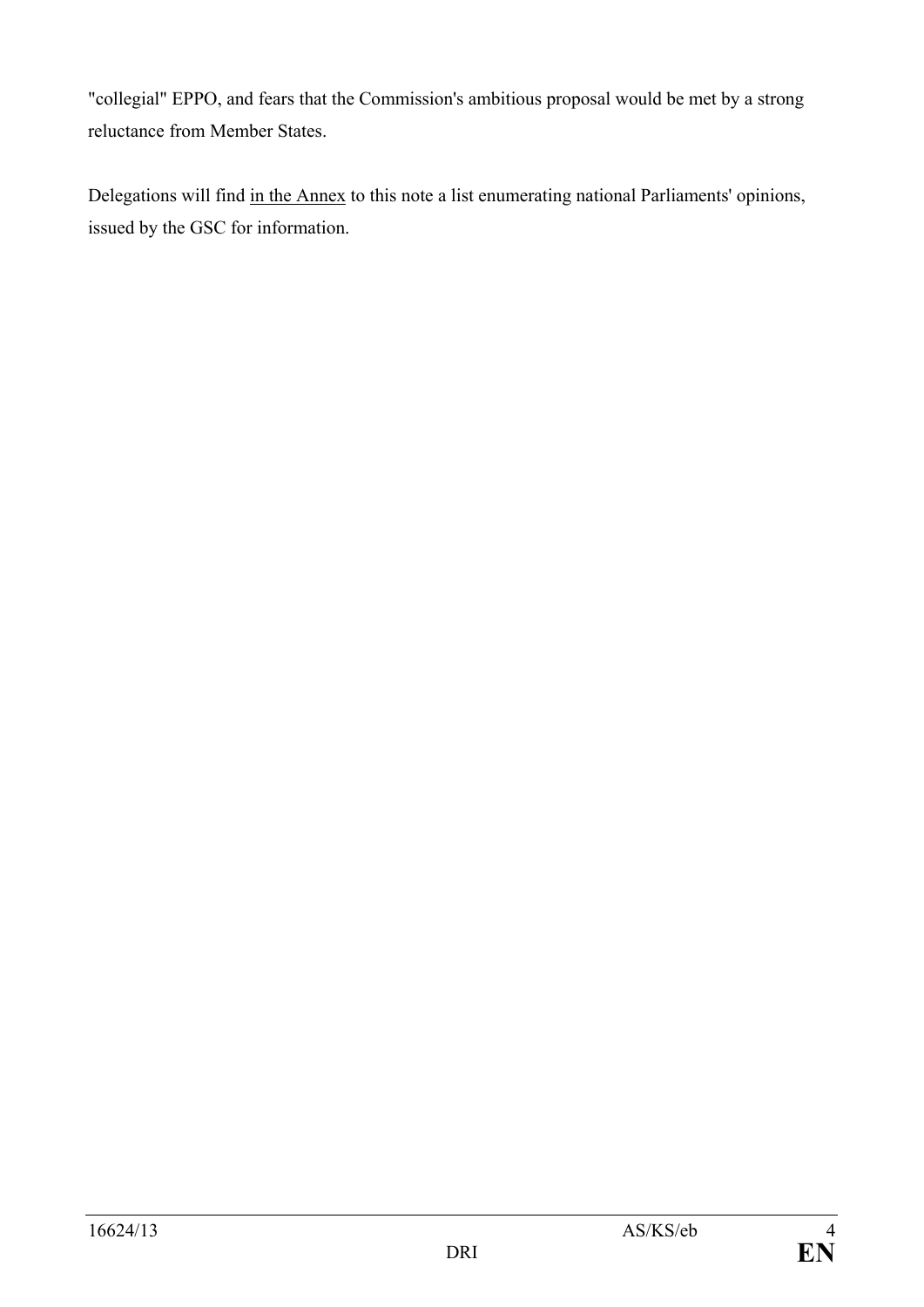"collegial" EPPO, and fears that the Commission's ambitious proposal would be met by a strong reluctance from Member States.

Delegations will find in the Annex to this note a list enumerating national Parliaments' opinions, issued by the GSC for information.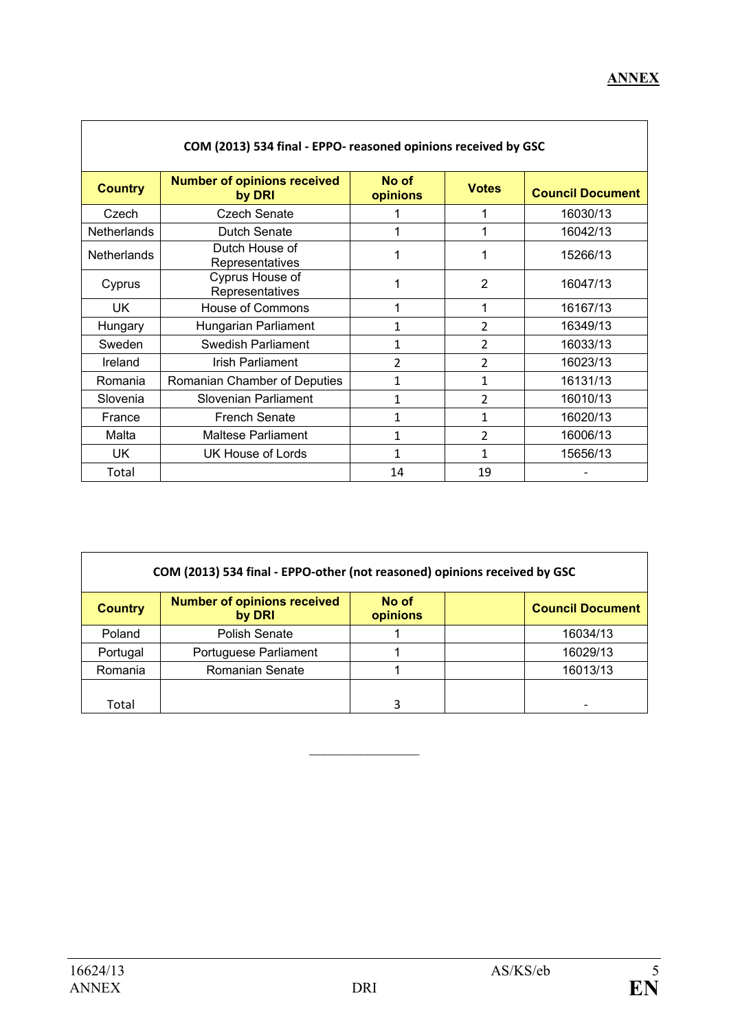**ANNEX**

| COM (2013) 534 final - EPPO- reasoned opinions received by GSC | | | | |
|---|---|---|---|---|
| **Country** | **Number of opinions received by DRI** | **No of opinions** | **Votes** | **Council Document** |
| Czech | Czech Senate | 1 | 1 | 16030/13 |
| Netherlands | Dutch Senate | 1 | 1 | 16042/13 |
| Netherlands | Dutch House of Representatives | 1 | 1 | 15266/13 |
| Cyprus | Cyprus House of Representatives | 1 | 2 | 16047/13 |
| UK | House of Commons | 1 | 1 | 16167/13 |
| Hungary | Hungarian Parliament | 1 | 2 | 16349/13 |
| Sweden | Swedish Parliament | 1 | 2 | 16033/13 |
| Ireland | Irish Parliament | 2 | 2 | 16023/13 |
| Romania | Romanian Chamber of Deputies | 1 | 1 | 16131/13 |
| Slovenia | Slovenian Parliament | 1 | 2 | 16010/13 |
| France | French Senate | 1 | 1 | 16020/13 |
| Malta | Maltese Parliament | 1 | 2 | 16006/13 |
| UK | UK House of Lords | 1 | 1 | 15656/13 |
| Total | | 14 | 19 | - |

| COM (2013) 534 final - EPPO-other (not reasoned) opinions received by GSC | | | | |
|---|---|---|---|---|
| **Country** | **Number of opinions received by DRI** | **No of opinions** | | **Council Document** |
| Poland | Polish Senate | 1 | | 16034/13 |
| Portugal | Portuguese Parliament | 1 | | 16029/13 |
| Romania | Romanian Senate | 1 | | 16013/13 |
| Total | | 3 | | - |